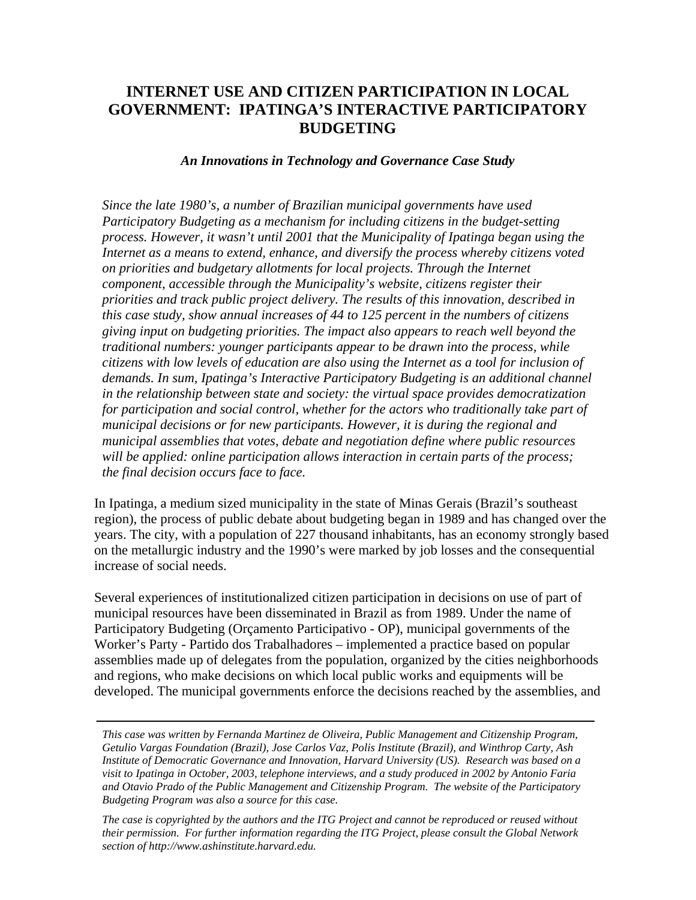# INTERNET USE AND CITIZEN PARTICIPATION IN LOCAL GOVERNMENT: IPATINGA'S INTERACTIVE PARTICIPATORY BUDGETING

***An Innovations in Technology and Governance Case Study***

*Since the late 1980's, a number of Brazilian municipal governments have used Participatory Budgeting as a mechanism for including citizens in the budget-setting process. However, it wasn't until 2001 that the Municipality of Ipatinga began using the Internet as a means to extend, enhance, and diversify the process whereby citizens voted on priorities and budgetary allotments for local projects. Through the Internet component, accessible through the Municipality's website, citizens register their priorities and track public project delivery. The results of this innovation, described in this case study, show annual increases of 44 to 125 percent in the numbers of citizens giving input on budgeting priorities. The impact also appears to reach well beyond the traditional numbers: younger participants appear to be drawn into the process, while citizens with low levels of education are also using the Internet as a tool for inclusion of demands. In sum, Ipatinga's Interactive Participatory Budgeting is an additional channel in the relationship between state and society: the virtual space provides democratization for participation and social control, whether for the actors who traditionally take part of municipal decisions or for new participants. However, it is during the regional and municipal assemblies that votes, debate and negotiation define where public resources will be applied: online participation allows interaction in certain parts of the process; the final decision occurs face to face.*

In Ipatinga, a medium sized municipality in the state of Minas Gerais (Brazil's southeast region), the process of public debate about budgeting began in 1989 and has changed over the years. The city, with a population of 227 thousand inhabitants, has an economy strongly based on the metallurgic industry and the 1990's were marked by job losses and the consequential increase of social needs.

Several experiences of institutionalized citizen participation in decisions on use of part of municipal resources have been disseminated in Brazil as from 1989. Under the name of Participatory Budgeting (Orçamento Participativo - OP), municipal governments of the Worker's Party - Partido dos Trabalhadores – implemented a practice based on popular assemblies made up of delegates from the population, organized by the cities neighborhoods and regions, who make decisions on which local public works and equipments will be developed. The municipal governments enforce the decisions reached by the assemblies, and

---

*This case was written by Fernanda Martinez de Oliveira, Public Management and Citizenship Program, Getulio Vargas Foundation (Brazil), Jose Carlos Vaz, Polis Institute (Brazil), and Winthrop Carty, Ash Institute of Democratic Governance and Innovation, Harvard University (US). Research was based on a visit to Ipatinga in October, 2003, telephone interviews, and a study produced in 2002 by Antonio Faria and Otavio Prado of the Public Management and Citizenship Program. The website of the Participatory Budgeting Program was also a source for this case.*

*The case is copyrighted by the authors and the ITG Project and cannot be reproduced or reused without their permission. For further information regarding the ITG Project, please consult the Global Network section of http://www.ashinstitute.harvard.edu.*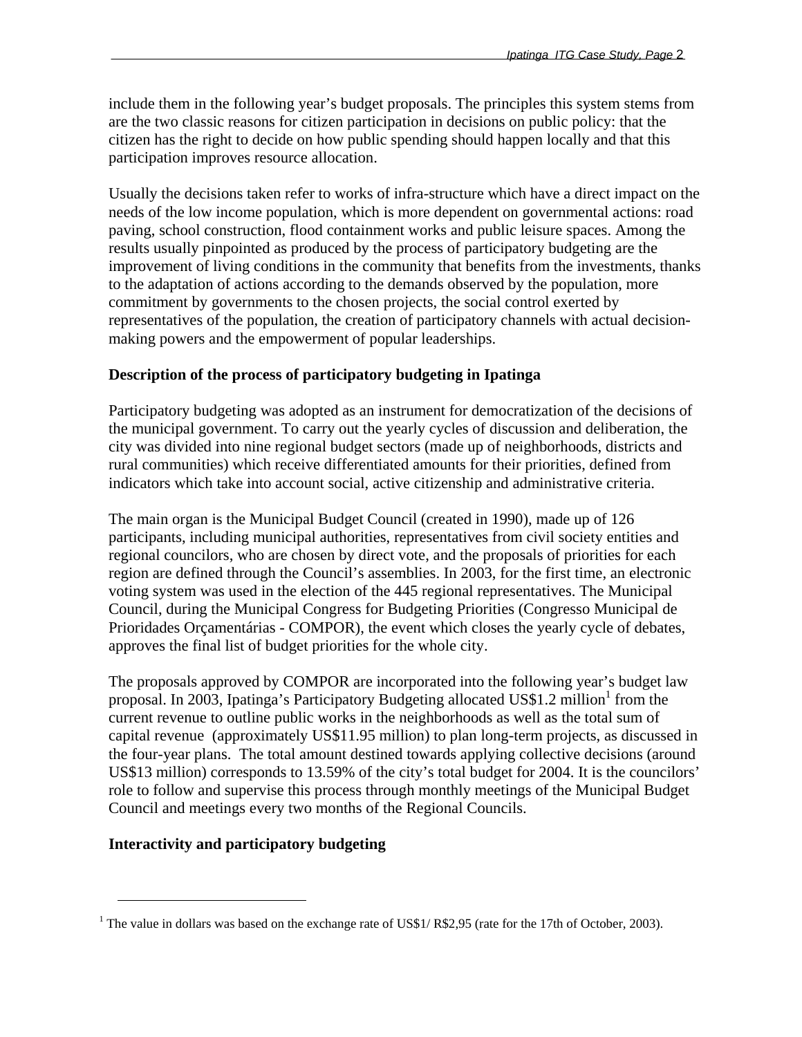include them in the following year's budget proposals. The principles this system stems from are the two classic reasons for citizen participation in decisions on public policy: that the citizen has the right to decide on how public spending should happen locally and that this participation improves resource allocation.

Usually the decisions taken refer to works of infra-structure which have a direct impact on the needs of the low income population, which is more dependent on governmental actions: road paving, school construction, flood containment works and public leisure spaces. Among the results usually pinpointed as produced by the process of participatory budgeting are the improvement of living conditions in the community that benefits from the investments, thanks to the adaptation of actions according to the demands observed by the population, more commitment by governments to the chosen projects, the social control exerted by representatives of the population, the creation of participatory channels with actual decision-making powers and the empowerment of popular leaderships.

**Description of the process of participatory budgeting in Ipatinga**

Participatory budgeting was adopted as an instrument for democratization of the decisions of the municipal government. To carry out the yearly cycles of discussion and deliberation, the city was divided into nine regional budget sectors (made up of neighborhoods, districts and rural communities) which receive differentiated amounts for their priorities, defined from indicators which take into account social, active citizenship and administrative criteria.

The main organ is the Municipal Budget Council (created in 1990), made up of 126 participants, including municipal authorities, representatives from civil society entities and regional councilors, who are chosen by direct vote, and the proposals of priorities for each region are defined through the Council's assemblies. In 2003, for the first time, an electronic voting system was used in the election of the 445 regional representatives. The Municipal Council, during the Municipal Congress for Budgeting Priorities (Congresso Municipal de Prioridades Orçamentárias - COMPOR), the event which closes the yearly cycle of debates, approves the final list of budget priorities for the whole city.

The proposals approved by COMPOR are incorporated into the following year's budget law proposal. In 2003, Ipatinga's Participatory Budgeting allocated US$1.2 million[1] from the current revenue to outline public works in the neighborhoods as well as the total sum of capital revenue (approximately US$11.95 million) to plan long-term projects, as discussed in the four-year plans. The total amount destined towards applying collective decisions (around US$13 million) corresponds to 13.59% of the city's total budget for 2004. It is the councilors' role to follow and supervise this process through monthly meetings of the Municipal Budget Council and meetings every two months of the Regional Councils.

**Interactivity and participatory budgeting**

[1] The value in dollars was based on the exchange rate of US$1/ R$2,95 (rate for the 17th of October, 2003).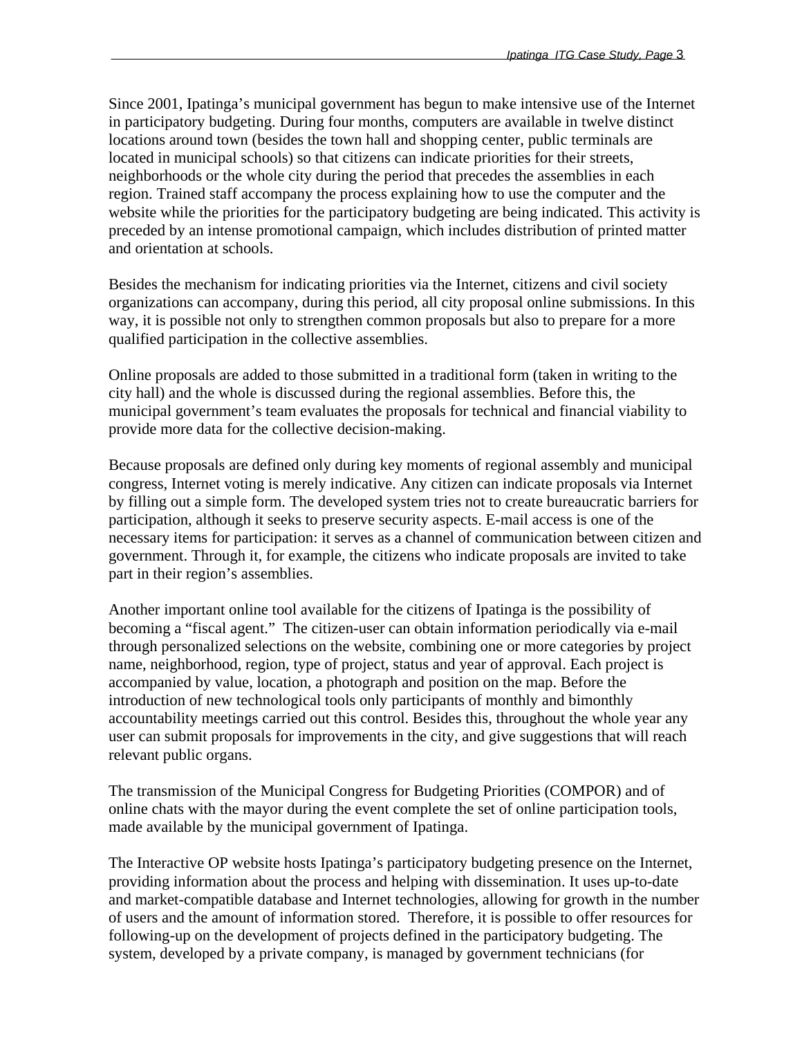Since 2001, Ipatinga's municipal government has begun to make intensive use of the Internet in participatory budgeting. During four months, computers are available in twelve distinct locations around town (besides the town hall and shopping center, public terminals are located in municipal schools) so that citizens can indicate priorities for their streets, neighborhoods or the whole city during the period that precedes the assemblies in each region. Trained staff accompany the process explaining how to use the computer and the website while the priorities for the participatory budgeting are being indicated. This activity is preceded by an intense promotional campaign, which includes distribution of printed matter and orientation at schools.

Besides the mechanism for indicating priorities via the Internet, citizens and civil society organizations can accompany, during this period, all city proposal online submissions. In this way, it is possible not only to strengthen common proposals but also to prepare for a more qualified participation in the collective assemblies.

Online proposals are added to those submitted in a traditional form (taken in writing to the city hall) and the whole is discussed during the regional assemblies. Before this, the municipal government's team evaluates the proposals for technical and financial viability to provide more data for the collective decision-making.

Because proposals are defined only during key moments of regional assembly and municipal congress, Internet voting is merely indicative. Any citizen can indicate proposals via Internet by filling out a simple form. The developed system tries not to create bureaucratic barriers for participation, although it seeks to preserve security aspects. E-mail access is one of the necessary items for participation: it serves as a channel of communication between citizen and government. Through it, for example, the citizens who indicate proposals are invited to take part in their region's assemblies.

Another important online tool available for the citizens of Ipatinga is the possibility of becoming a "fiscal agent." The citizen-user can obtain information periodically via e-mail through personalized selections on the website, combining one or more categories by project name, neighborhood, region, type of project, status and year of approval. Each project is accompanied by value, location, a photograph and position on the map. Before the introduction of new technological tools only participants of monthly and bimonthly accountability meetings carried out this control. Besides this, throughout the whole year any user can submit proposals for improvements in the city, and give suggestions that will reach relevant public organs.

The transmission of the Municipal Congress for Budgeting Priorities (COMPOR) and of online chats with the mayor during the event complete the set of online participation tools, made available by the municipal government of Ipatinga.

The Interactive OP website hosts Ipatinga's participatory budgeting presence on the Internet, providing information about the process and helping with dissemination. It uses up-to-date and market-compatible database and Internet technologies, allowing for growth in the number of users and the amount of information stored. Therefore, it is possible to offer resources for following-up on the development of projects defined in the participatory budgeting. The system, developed by a private company, is managed by government technicians (for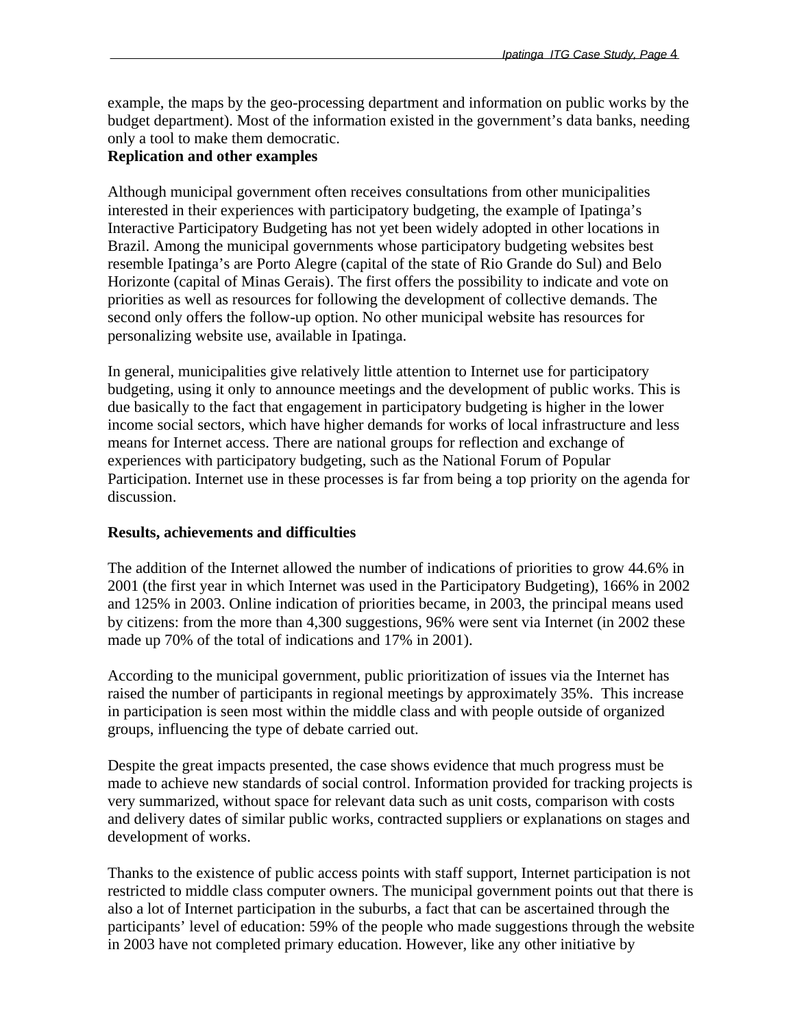example, the maps by the geo-processing department and information on public works by the budget department). Most of the information existed in the government's data banks, needing only a tool to make them democratic.

**Replication and other examples**

Although municipal government often receives consultations from other municipalities interested in their experiences with participatory budgeting, the example of Ipatinga's Interactive Participatory Budgeting has not yet been widely adopted in other locations in Brazil. Among the municipal governments whose participatory budgeting websites best resemble Ipatinga's are Porto Alegre (capital of the state of Rio Grande do Sul) and Belo Horizonte (capital of Minas Gerais). The first offers the possibility to indicate and vote on priorities as well as resources for following the development of collective demands. The second only offers the follow-up option. No other municipal website has resources for personalizing website use, available in Ipatinga.

In general, municipalities give relatively little attention to Internet use for participatory budgeting, using it only to announce meetings and the development of public works. This is due basically to the fact that engagement in participatory budgeting is higher in the lower income social sectors, which have higher demands for works of local infrastructure and less means for Internet access. There are national groups for reflection and exchange of experiences with participatory budgeting, such as the National Forum of Popular Participation. Internet use in these processes is far from being a top priority on the agenda for discussion.

**Results, achievements and difficulties**

The addition of the Internet allowed the number of indications of priorities to grow 44.6% in 2001 (the first year in which Internet was used in the Participatory Budgeting), 166% in 2002 and 125% in 2003. Online indication of priorities became, in 2003, the principal means used by citizens: from the more than 4,300 suggestions, 96% were sent via Internet (in 2002 these made up 70% of the total of indications and 17% in 2001).

According to the municipal government, public prioritization of issues via the Internet has raised the number of participants in regional meetings by approximately 35%. This increase in participation is seen most within the middle class and with people outside of organized groups, influencing the type of debate carried out.

Despite the great impacts presented, the case shows evidence that much progress must be made to achieve new standards of social control. Information provided for tracking projects is very summarized, without space for relevant data such as unit costs, comparison with costs and delivery dates of similar public works, contracted suppliers or explanations on stages and development of works.

Thanks to the existence of public access points with staff support, Internet participation is not restricted to middle class computer owners. The municipal government points out that there is also a lot of Internet participation in the suburbs, a fact that can be ascertained through the participants' level of education: 59% of the people who made suggestions through the website in 2003 have not completed primary education. However, like any other initiative by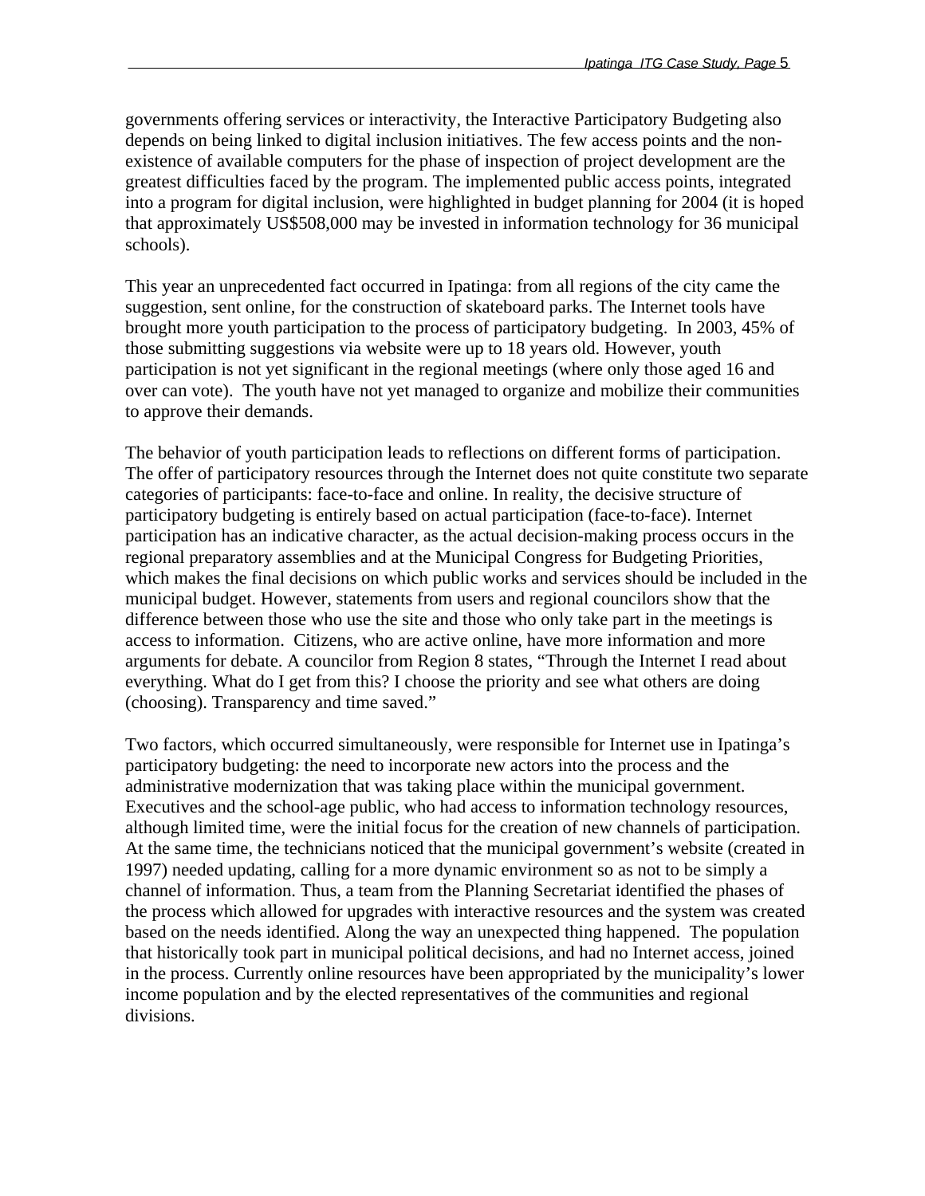governments offering services or interactivity, the Interactive Participatory Budgeting also depends on being linked to digital inclusion initiatives. The few access points and the non-existence of available computers for the phase of inspection of project development are the greatest difficulties faced by the program. The implemented public access points, integrated into a program for digital inclusion, were highlighted in budget planning for 2004 (it is hoped that approximately US$508,000 may be invested in information technology for 36 municipal schools).

This year an unprecedented fact occurred in Ipatinga: from all regions of the city came the suggestion, sent online, for the construction of skateboard parks. The Internet tools have brought more youth participation to the process of participatory budgeting. In 2003, 45% of those submitting suggestions via website were up to 18 years old. However, youth participation is not yet significant in the regional meetings (where only those aged 16 and over can vote). The youth have not yet managed to organize and mobilize their communities to approve their demands.

The behavior of youth participation leads to reflections on different forms of participation. The offer of participatory resources through the Internet does not quite constitute two separate categories of participants: face-to-face and online. In reality, the decisive structure of participatory budgeting is entirely based on actual participation (face-to-face). Internet participation has an indicative character, as the actual decision-making process occurs in the regional preparatory assemblies and at the Municipal Congress for Budgeting Priorities, which makes the final decisions on which public works and services should be included in the municipal budget. However, statements from users and regional councilors show that the difference between those who use the site and those who only take part in the meetings is access to information. Citizens, who are active online, have more information and more arguments for debate. A councilor from Region 8 states, "Through the Internet I read about everything. What do I get from this? I choose the priority and see what others are doing (choosing). Transparency and time saved."

Two factors, which occurred simultaneously, were responsible for Internet use in Ipatinga's participatory budgeting: the need to incorporate new actors into the process and the administrative modernization that was taking place within the municipal government. Executives and the school-age public, who had access to information technology resources, although limited time, were the initial focus for the creation of new channels of participation. At the same time, the technicians noticed that the municipal government's website (created in 1997) needed updating, calling for a more dynamic environment so as not to be simply a channel of information. Thus, a team from the Planning Secretariat identified the phases of the process which allowed for upgrades with interactive resources and the system was created based on the needs identified. Along the way an unexpected thing happened. The population that historically took part in municipal political decisions, and had no Internet access, joined in the process. Currently online resources have been appropriated by the municipality's lower income population and by the elected representatives of the communities and regional divisions.